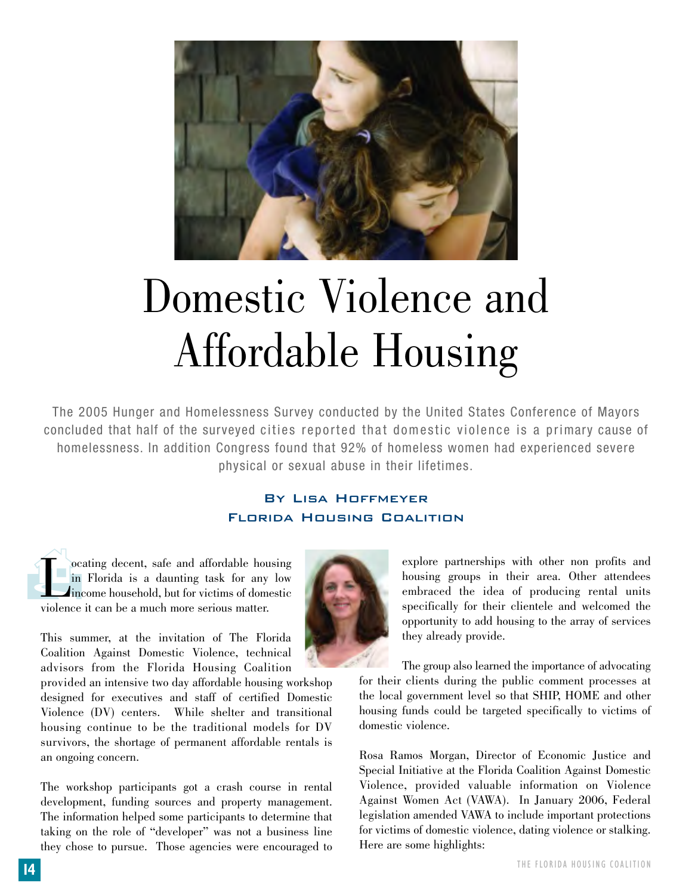# Domestic Violence and Affordable Housing

The 2005 Hunger and Homelessness Survey conducted by the United States Conference of Mayors concluded that half of the surveyed cities reported that domestic violence is a primary cause of homelessness. In addition Congress found that 92% of homeless women had experienced severe physical or sexual abuse in their lifetimes.

**By Lisa Hoffmeyer**
**Florida Housing Coalition**

Locating decent, safe and affordable housing in Florida is a daunting task for any low income household, but for victims of domestic violence it can be a much more serious matter.

This summer, at the invitation of The Florida Coalition Against Domestic Violence, technical advisors from the Florida Housing Coalition provided an intensive two day affordable housing workshop designed for executives and staff of certified Domestic Violence (DV) centers. While shelter and transitional housing continue to be the traditional models for DV survivors, the shortage of permanent affordable rentals is an ongoing concern.

The workshop participants got a crash course in rental development, funding sources and property management. The information helped some participants to determine that taking on the role of "developer" was not a business line they chose to pursue. Those agencies were encouraged to explore partnerships with other non profits and housing groups in their area. Other attendees embraced the idea of producing rental units specifically for their clientele and welcomed the opportunity to add housing to the array of services they already provide.

The group also learned the importance of advocating for their clients during the public comment processes at the local government level so that SHIP, HOME and other housing funds could be targeted specifically to victims of domestic violence.

Rosa Ramos Morgan, Director of Economic Justice and Special Initiative at the Florida Coalition Against Domestic Violence, provided valuable information on Violence Against Women Act (VAWA). In January 2006, Federal legislation amended VAWA to include important protections for victims of domestic violence, dating violence or stalking. Here are some highlights: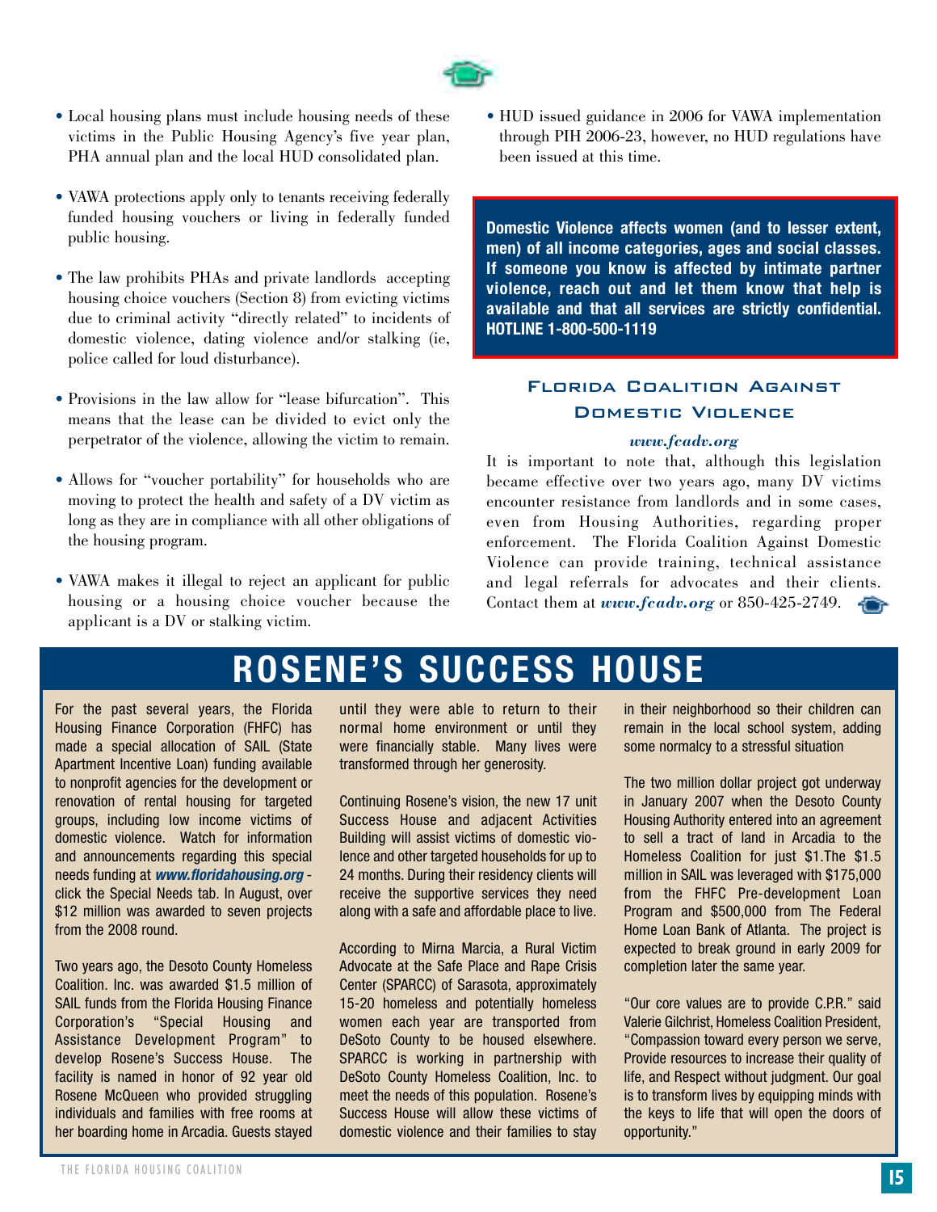- Local housing plans must include housing needs of these victims in the Public Housing Agency's five year plan, PHA annual plan and the local HUD consolidated plan.
- VAWA protections apply only to tenants receiving federally funded housing vouchers or living in federally funded public housing.
- The law prohibits PHAs and private landlords accepting housing choice vouchers (Section 8) from evicting victims due to criminal activity "directly related" to incidents of domestic violence, dating violence and/or stalking (ie, police called for loud disturbance).
- Provisions in the law allow for "lease bifurcation". This means that the lease can be divided to evict only the perpetrator of the violence, allowing the victim to remain.
- Allows for "voucher portability" for households who are moving to protect the health and safety of a DV victim as long as they are in compliance with all other obligations of the housing program.
- VAWA makes it illegal to reject an applicant for public housing or a housing choice voucher because the applicant is a DV or stalking victim.
- HUD issued guidance in 2006 for VAWA implementation through PIH 2006-23, however, no HUD regulations have been issued at this time.

**Domestic Violence affects women (and to lesser extent, men) of all income categories, ages and social classes. If someone you know is affected by intimate partner violence, reach out and let them know that help is available and that all services are strictly confidential. HOTLINE 1-800-500-1119**

### Florida Coalition Against Domestic Violence

***www.fcadv.org***

It is important to note that, although this legislation became effective over two years ago, many DV victims encounter resistance from landlords and in some cases, even from Housing Authorities, regarding proper enforcement. The Florida Coalition Against Domestic Violence can provide training, technical assistance and legal referrals for advocates and their clients. Contact them at ***www.fcadv.org*** or 850-425-2749.

## ROSENE'S SUCCESS HOUSE

For the past several years, the Florida Housing Finance Corporation (FHFC) has made a special allocation of SAIL (State Apartment Incentive Loan) funding available to nonprofit agencies for the development or renovation of rental housing for targeted groups, including low income victims of domestic violence. Watch for information and announcements regarding this special needs funding at ***www.floridahousing.org*** - click the Special Needs tab. In August, over $12 million was awarded to seven projects from the 2008 round.

Two years ago, the Desoto County Homeless Coalition. Inc. was awarded $1.5 million of SAIL funds from the Florida Housing Finance Corporation's "Special Housing and Assistance Development Program" to develop Rosene's Success House. The facility is named in honor of 92 year old Rosene McQueen who provided struggling individuals and families with free rooms at her boarding home in Arcadia. Guests stayed until they were able to return to their normal home environment or until they were financially stable. Many lives were transformed through her generosity.

Continuing Rosene's vision, the new 17 unit Success House and adjacent Activities Building will assist victims of domestic violence and other targeted households for up to 24 months. During their residency clients will receive the supportive services they need along with a safe and affordable place to live.

According to Mirna Marcia, a Rural Victim Advocate at the Safe Place and Rape Crisis Center (SPARCC) of Sarasota, approximately 15-20 homeless and potentially homeless women each year are transported from DeSoto County to be housed elsewhere. SPARCC is working in partnership with DeSoto County Homeless Coalition, Inc. to meet the needs of this population. Rosene's Success House will allow these victims of domestic violence and their families to stay in their neighborhood so their children can remain in the local school system, adding some normalcy to a stressful situation

The two million dollar project got underway in January 2007 when the Desoto County Housing Authority entered into an agreement to sell a tract of land in Arcadia to the Homeless Coalition for just $1.The $1.5 million in SAIL was leveraged with $175,000 from the FHFC Pre-development Loan Program and $500,000 from The Federal Home Loan Bank of Atlanta. The project is expected to break ground in early 2009 for completion later the same year.

"Our core values are to provide C.P.R." said Valerie Gilchrist, Homeless Coalition President, "Compassion toward every person we serve, Provide resources to increase their quality of life, and Respect without judgment. Our goal is to transform lives by equipping minds with the keys to life that will open the doors of opportunity."